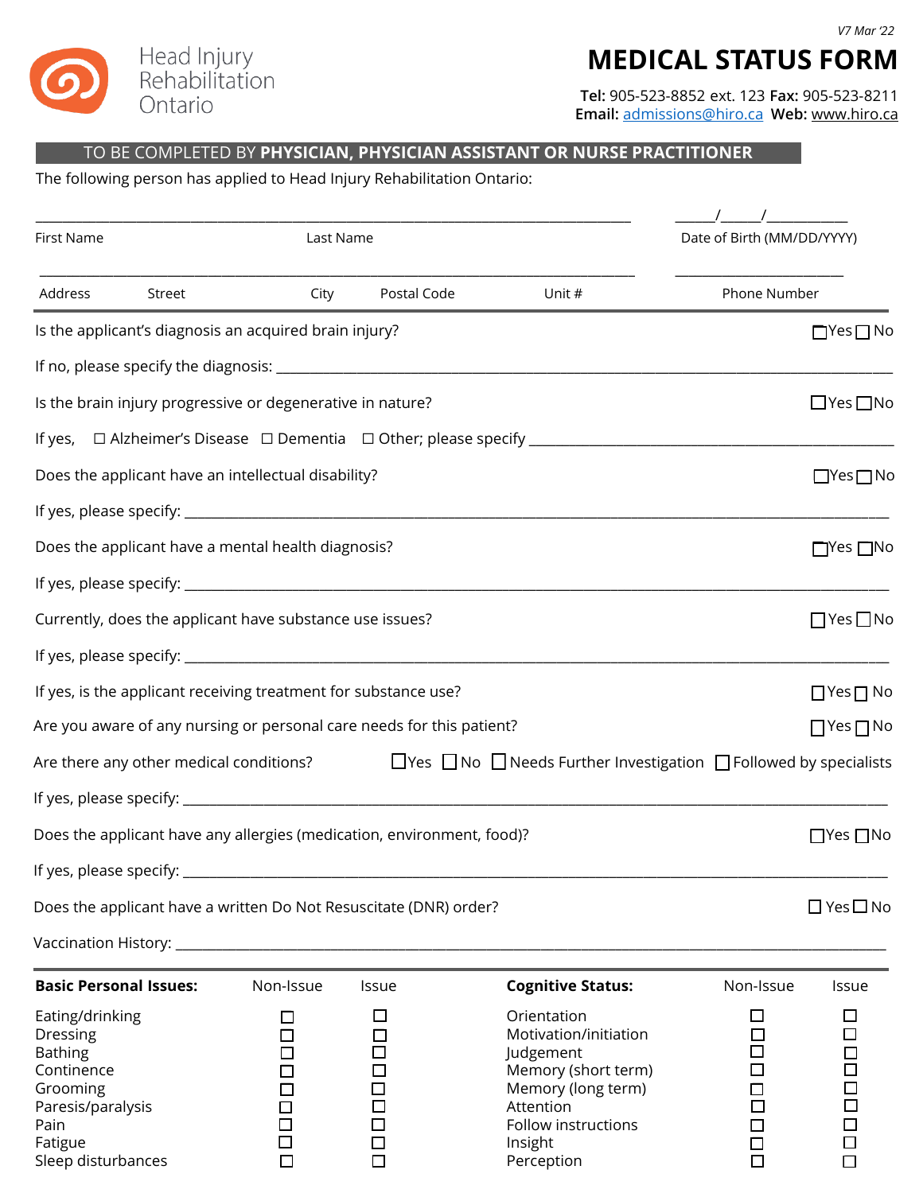V7 Mar '22

Head Injury Rehabilitation Ontario

# MEDICAL STATUS FORM

**Tel:** 905-523-8852 ext. 123 **Fax:** 905-523-8211
**Email:** admissions@hiro.ca **Web:** www.hiro.ca

## TO BE COMPLETED BY **PHYSICIAN, PHYSICIAN ASSISTANT OR NURSE PRACTITIONER**

The following person has applied to Head Injury Rehabilitation Ontario:

First Name ____________ Last Name ____________ Date of Birth (MM/DD/YYYY) ____/____/________

Address ____________ Street ____________ City ____________ Postal Code ____________ Unit # ____________ Phone Number ____________

Is the applicant's diagnosis an acquired brain injury? ☐ Yes ☐ No

If no, please specify the diagnosis: ____________

Is the brain injury progressive or degenerative in nature? ☐ Yes ☐ No

If yes, ☐ Alzheimer's Disease ☐ Dementia ☐ Other; please specify ____________

Does the applicant have an intellectual disability? ☐ Yes ☐ No

If yes, please specify: ____________

Does the applicant have a mental health diagnosis? ☐ Yes ☐ No

If yes, please specify: ____________

Currently, does the applicant have substance use issues? ☐ Yes ☐ No

If yes, please specify: ____________

If yes, is the applicant receiving treatment for substance use? ☐ Yes ☐ No

Are you aware of any nursing or personal care needs for this patient? ☐ Yes ☐ No

Are there any other medical conditions? ☐ Yes ☐ No ☐ Needs Further Investigation ☐ Followed by specialists

If yes, please specify: ____________

Does the applicant have any allergies (medication, environment, food)? ☐ Yes ☐ No

If yes, please specify: ____________

Does the applicant have a written Do Not Resuscitate (DNR) order? ☐ Yes ☐ No

Vaccination History: ____________

| **Basic Personal Issues:** | Non-Issue | Issue | **Cognitive Status:** | Non-Issue | Issue |
|---|---|---|---|---|---|
| Eating/drinking | ☐ | ☐ | Orientation | ☐ | ☐ |
| Dressing | ☐ | ☐ | Motivation/initiation | ☐ | ☐ |
| Bathing | ☐ | ☐ | Judgement | ☐ | ☐ |
| Continence | ☐ | ☐ | Memory (short term) | ☐ | ☐ |
| Grooming | ☐ | ☐ | Memory (long term) | ☐ | ☐ |
| Paresis/paralysis | ☐ | ☐ | Attention | ☐ | ☐ |
| Pain | ☐ | ☐ | Follow instructions | ☐ | ☐ |
| Fatigue | ☐ | ☐ | Insight | ☐ | ☐ |
| Sleep disturbances | ☐ | ☐ | Perception | ☐ | ☐ |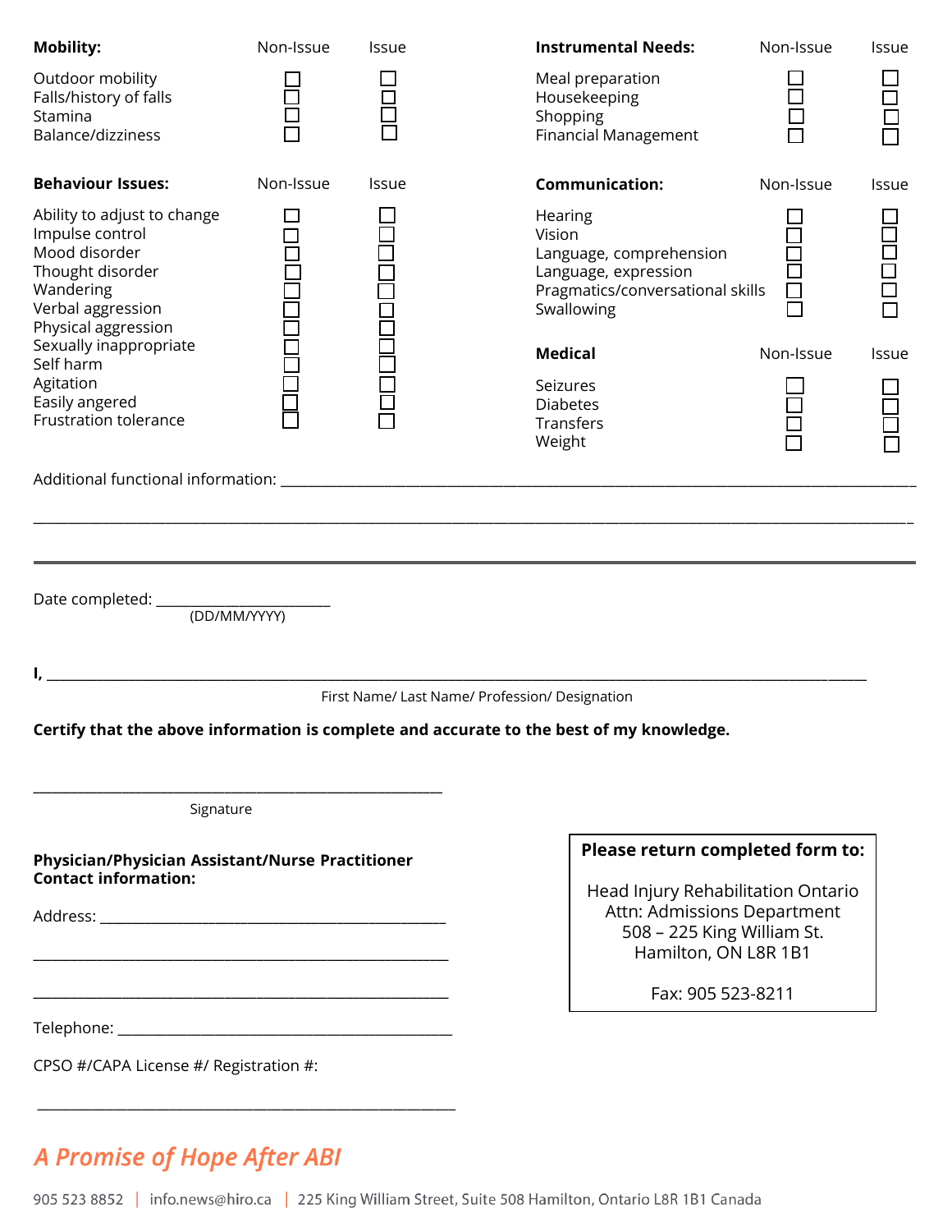| **Mobility:** | Non-Issue | Issue |
|---|---|---|
| Outdoor mobility | ☐ | ☐ |
| Falls/history of falls | ☐ | ☐ |
| Stamina | ☐ | ☐ |
| Balance/dizziness | ☐ | ☐ |

| **Instrumental Needs:** | Non-Issue | Issue |
|---|---|---|
| Meal preparation | ☐ | ☐ |
| Housekeeping | ☐ | ☐ |
| Shopping | ☐ | ☐ |
| Financial Management | ☐ | ☐ |

| **Behaviour Issues:** | Non-Issue | Issue |
|---|---|---|
| Ability to adjust to change | ☐ | ☐ |
| Impulse control | ☐ | ☐ |
| Mood disorder | ☐ | ☐ |
| Thought disorder | ☐ | ☐ |
| Wandering | ☐ | ☐ |
| Verbal aggression | ☐ | ☐ |
| Physical aggression | ☐ | ☐ |
| Sexually inappropriate | ☐ | ☐ |
| Self harm | ☐ | ☐ |
| Agitation | ☐ | ☐ |
| Easily angered | ☐ | ☐ |
| Frustration tolerance | ☐ | ☐ |

| **Communication:** | Non-Issue | Issue |
|---|---|---|
| Hearing | ☐ | ☐ |
| Vision | ☐ | ☐ |
| Language, comprehension | ☐ | ☐ |
| Language, expression | ☐ | ☐ |
| Pragmatics/conversational skills | ☐ | ☐ |
| Swallowing | ☐ | ☐ |

| **Medical** | Non-Issue | Issue |
|---|---|---|
| Seizures | ☐ | ☐ |
| Diabetes | ☐ | ☐ |
| Transfers | ☐ | ☐ |
| Weight | ☐ | ☐ |

Additional functional information: ________________________________________________

________________________________________________________________________________

---

Date completed: ______________________
(DD/MM/YYYY)

**I,** ____________________________________________________________________
First Name/ Last Name/ Profession/ Designation

**Certify that the above information is complete and accurate to the best of my knowledge.**

_____________________________________________
Signature

**Physician/Physician Assistant/Nurse Practitioner Contact information:**

Address: _________________________________________

_________________________________________________

_________________________________________________

Telephone: _______________________________________

CPSO #/CAPA License #/ Registration #:

_________________________________________________

**Please return completed form to:**

Head Injury Rehabilitation Ontario
Attn: Admissions Department
508 – 225 King William St.
Hamilton, ON L8R 1B1

Fax: 905 523-8211

*A Promise of Hope After ABI*

905 523 8852 | info.news@hiro.ca | 225 King William Street, Suite 508 Hamilton, Ontario L8R 1B1 Canada